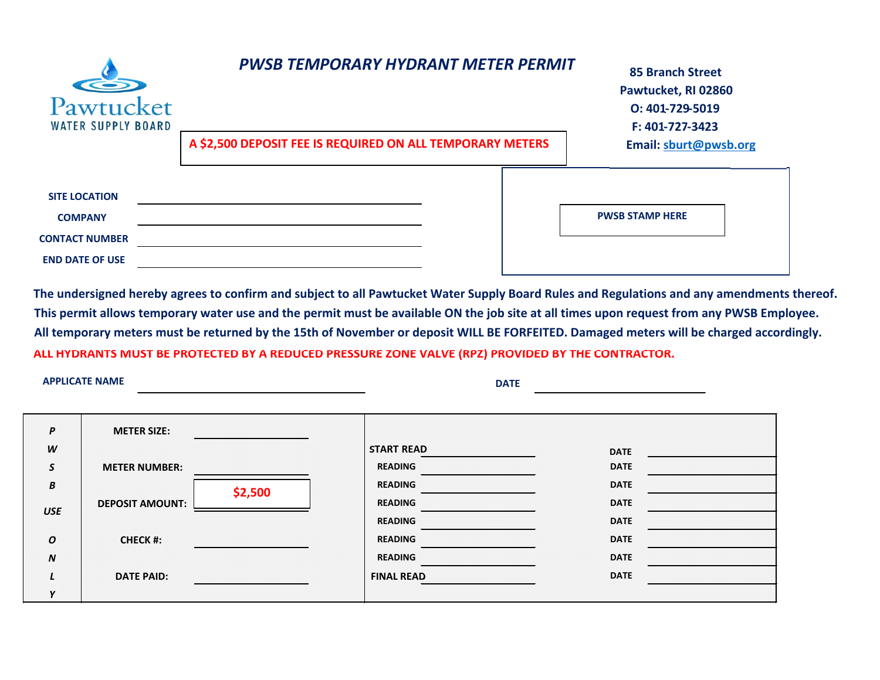Pawtucket WATER SUPPLY BOARD

# *PWSB TEMPORARY HYDRANT METER PERMIT*

85 Branch Street
Pawtucket, RI 02860
O: 401-729-5019
F: 401-727-3423
Email: sburt@pwsb.org

**A $2,500 DEPOSIT FEE IS REQUIRED ON ALL TEMPORARY METERS**

**SITE LOCATION** ____________________

**COMPANY** ____________________

**CONTACT NUMBER** ____________________

**END DATE OF USE** ____________________

**PWSB STAMP HERE**

**The undersigned hereby agrees to confirm and subject to all Pawtucket Water Supply Board Rules and Regulations and any amendments thereof. This permit allows temporary water use and the permit must be available ON the job site at all times upon request from any PWSB Employee. All temporary meters must be returned by the 15th of November or deposit WILL BE FORFEITED. Damaged meters will be charged accordingly.**

**ALL HYDRANTS MUST BE PROTECTED BY A REDUCED PRESSURE ZONE VALVE (RPZ) PROVIDED BY THE CONTRACTOR.**

**APPLICATE NAME** ____________________ **DATE** ____________________

| *PWSB USE ONLY* | | | | | | |
|---|---|---|---|---|---|---|
| | **METER SIZE:** | | **START READ** | | **DATE** | |
| | **METER NUMBER:** | | **READING** | | **DATE** | |
| | **DEPOSIT AMOUNT:** | $2,500 | **READING** | | **DATE** | |
| | | | **READING** | | **DATE** | |
| | | | **READING** | | **DATE** | |
| | **CHECK #:** | | **READING** | | **DATE** | |
| | | | **READING** | | **DATE** | |
| | **DATE PAID:** | | **FINAL READ** | | **DATE** | |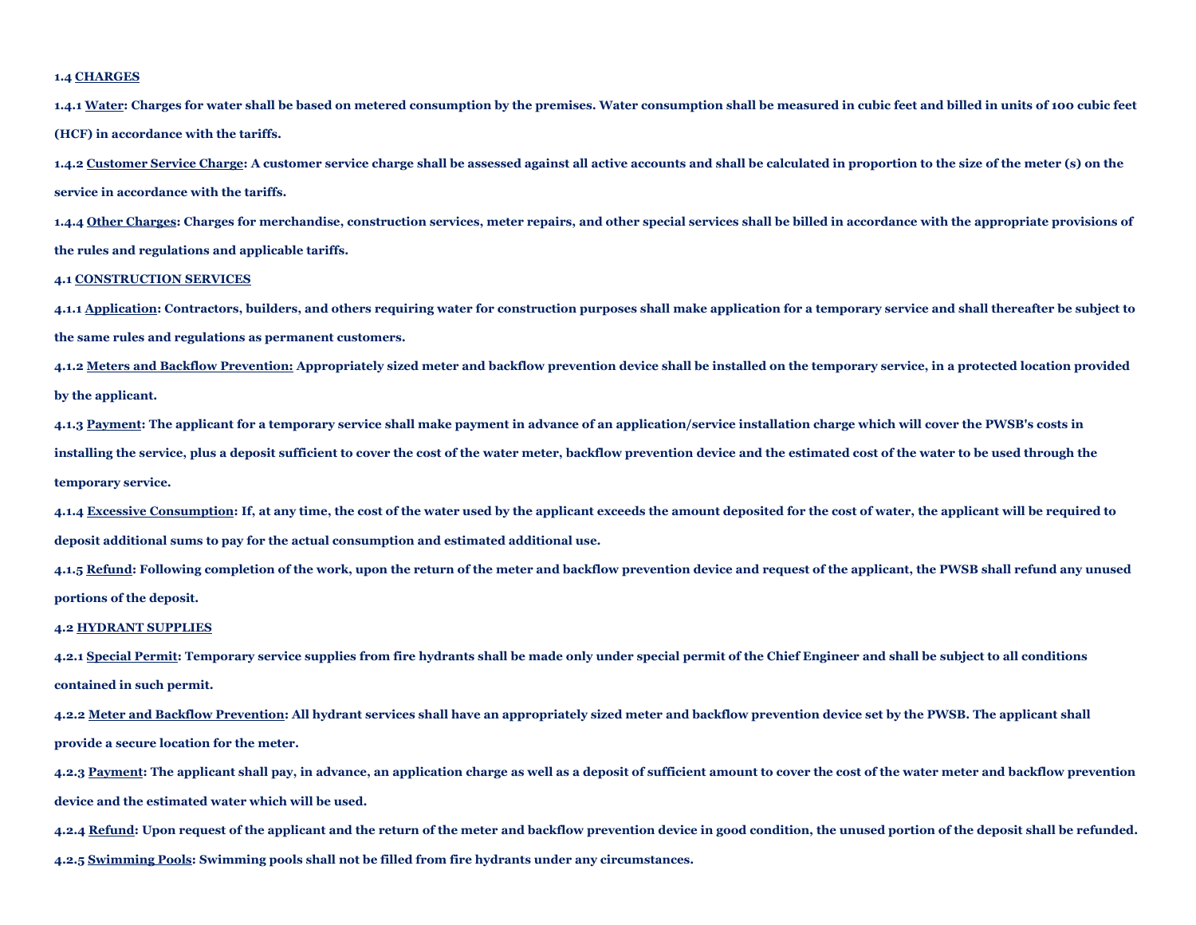**1.4 CHARGES**

**1.4.1 Water: Charges for water shall be based on metered consumption by the premises. Water consumption shall be measured in cubic feet and billed in units of 100 cubic feet (HCF) in accordance with the tariffs.**

**1.4.2 Customer Service Charge: A customer service charge shall be assessed against all active accounts and shall be calculated in proportion to the size of the meter (s) on the service in accordance with the tariffs.**

**1.4.4 Other Charges: Charges for merchandise, construction services, meter repairs, and other special services shall be billed in accordance with the appropriate provisions of the rules and regulations and applicable tariffs.**

**4.1 CONSTRUCTION SERVICES**

**4.1.1 Application: Contractors, builders, and others requiring water for construction purposes shall make application for a temporary service and shall thereafter be subject to the same rules and regulations as permanent customers.**

**4.1.2 Meters and Backflow Prevention: Appropriately sized meter and backflow prevention device shall be installed on the temporary service, in a protected location provided by the applicant.**

**4.1.3 Payment: The applicant for a temporary service shall make payment in advance of an application/service installation charge which will cover the PWSB's costs in installing the service, plus a deposit sufficient to cover the cost of the water meter, backflow prevention device and the estimated cost of the water to be used through the temporary service.**

**4.1.4 Excessive Consumption: If, at any time, the cost of the water used by the applicant exceeds the amount deposited for the cost of water, the applicant will be required to deposit additional sums to pay for the actual consumption and estimated additional use.**

**4.1.5 Refund: Following completion of the work, upon the return of the meter and backflow prevention device and request of the applicant, the PWSB shall refund any unused portions of the deposit.**

**4.2 HYDRANT SUPPLIES**

**4.2.1 Special Permit: Temporary service supplies from fire hydrants shall be made only under special permit of the Chief Engineer and shall be subject to all conditions contained in such permit.**

**4.2.2 Meter and Backflow Prevention: All hydrant services shall have an appropriately sized meter and backflow prevention device set by the PWSB. The applicant shall provide a secure location for the meter.**

**4.2.3 Payment: The applicant shall pay, in advance, an application charge as well as a deposit of sufficient amount to cover the cost of the water meter and backflow prevention device and the estimated water which will be used.**

**4.2.4 Refund: Upon request of the applicant and the return of the meter and backflow prevention device in good condition, the unused portion of the deposit shall be refunded.**

**4.2.5 Swimming Pools: Swimming pools shall not be filled from fire hydrants under any circumstances.**